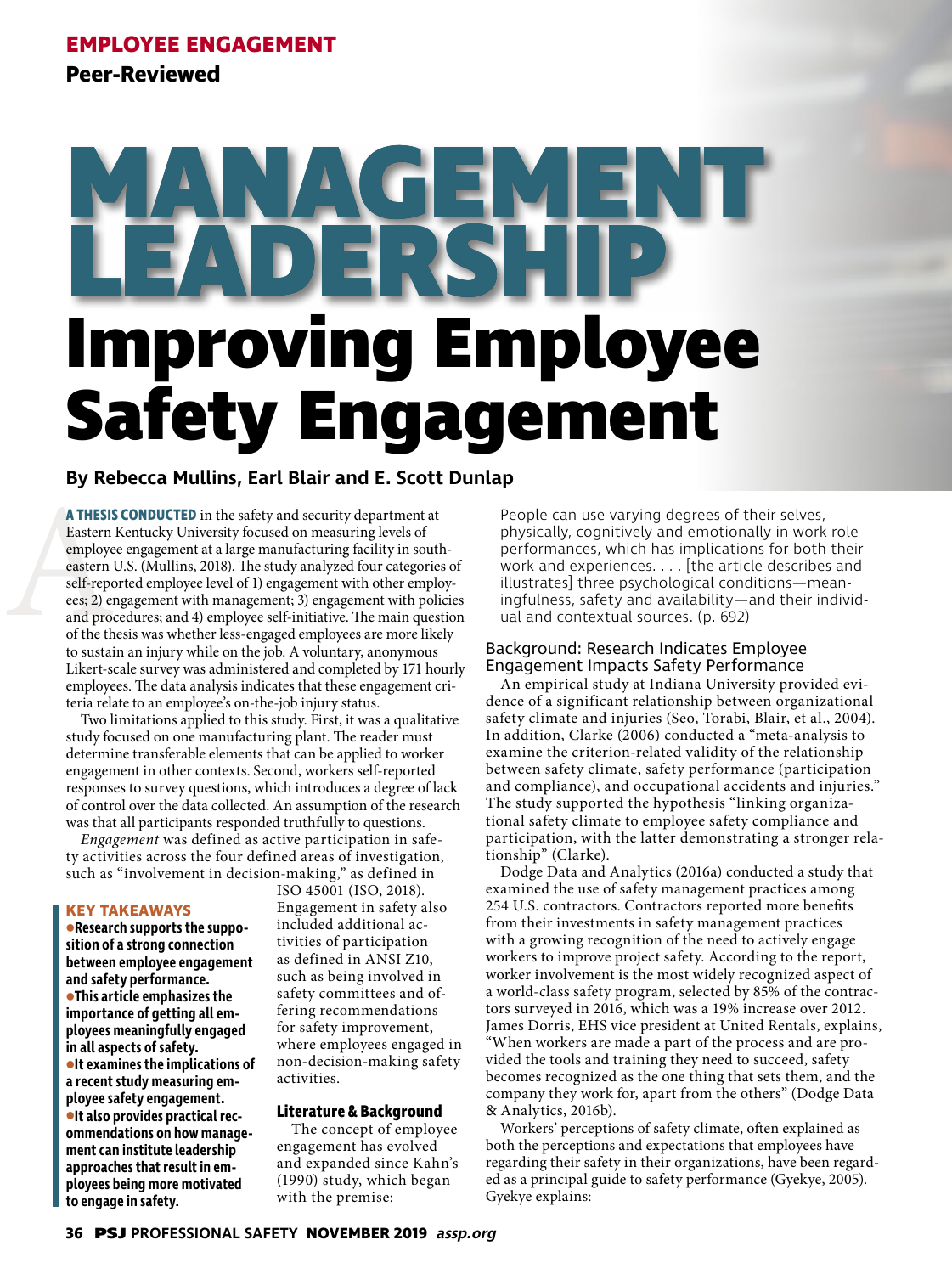EMPLOYEE ENGAGEMENT

**Peer-Reviewed**

# MANAGEMENT LEADERSHIP

# Improving Employee Safety Engagement

**By Rebecca Mullins, Earl Blair and E. Scott Dunlap**

**A THESIS CONDUCTED** in the safety and security department at Eastern Kentucky University focused on measuring levels of employee engagement at a large manufacturing facility in southeastern U.S. (Mullins, 2018). The study analyzed four categories of self-reported employee level of 1) engagement with other employees; 2) engagement with management; 3) engagement with policies and procedures; and 4) employee self-initiative. The main question of the thesis was whether less-engaged employees are more likely to sustain an injury while on the job. A voluntary, anonymous Likert-scale survey was administered and completed by 171 hourly employees. The data analysis indicates that these engagement criteria relate to an employee's on-the-job injury status.

Two limitations applied to this study. First, it was a qualitative study focused on one manufacturing plant. The reader must determine transferable elements that can be applied to worker engagement in other contexts. Second, workers self-reported responses to survey questions, which introduces a degree of lack of control over the data collected. An assumption of the research was that all participants responded truthfully to questions.

*Engagement* was defined as active participation in safety activities across the four defined areas of investigation, such as "involvement in decision-making," as defined in ISO 45001 (ISO, 2018). Engagement in safety also included additional activities of participation as defined in ANSI Z10, such as being involved in safety committees and offering recommendations for safety improvement, where employees engaged in non-decision-making safety activities.

**KEY TAKEAWAYS**

- **Research supports the supposition of a strong connection between employee engagement and safety performance.**
- **This article emphasizes the importance of getting all employees meaningfully engaged in all aspects of safety.**
- **It examines the implications of a recent study measuring employee safety engagement.**
- **It also provides practical recommendations on how management can institute leadership approaches that result in employees being more motivated to engage in safety.**

## Literature & Background

The concept of employee engagement has evolved and expanded since Kahn's (1990) study, which began with the premise:

> People can use varying degrees of their selves, physically, cognitively and emotionally in work role performances, which has implications for both their work and experiences. . . . [the article describes and illustrates] three psychological conditions—meaningfulness, safety and availability—and their individual and contextual sources. (p. 692)

### Background: Research Indicates Employee Engagement Impacts Safety Performance

An empirical study at Indiana University provided evidence of a significant relationship between organizational safety climate and injuries (Seo, Torabi, Blair, et al., 2004). In addition, Clarke (2006) conducted a "meta-analysis to examine the criterion-related validity of the relationship between safety climate, safety performance (participation and compliance), and occupational accidents and injuries." The study supported the hypothesis "linking organizational safety climate to employee safety compliance and participation, with the latter demonstrating a stronger relationship" (Clarke).

Dodge Data and Analytics (2016a) conducted a study that examined the use of safety management practices among 254 U.S. contractors. Contractors reported more benefits from their investments in safety management practices with a growing recognition of the need to actively engage workers to improve project safety. According to the report, worker involvement is the most widely recognized aspect of a world-class safety program, selected by 85% of the contractors surveyed in 2016, which was a 19% increase over 2012. James Dorris, EHS vice president at United Rentals, explains, "When workers are made a part of the process and are provided the tools and training they need to succeed, safety becomes recognized as the one thing that sets them, and the company they work for, apart from the others" (Dodge Data & Analytics, 2016b).

Workers' perceptions of safety climate, often explained as both the perceptions and expectations that employees have regarding their safety in their organizations, have been regarded as a principal guide to safety performance (Gyekye, 2005). Gyekye explains: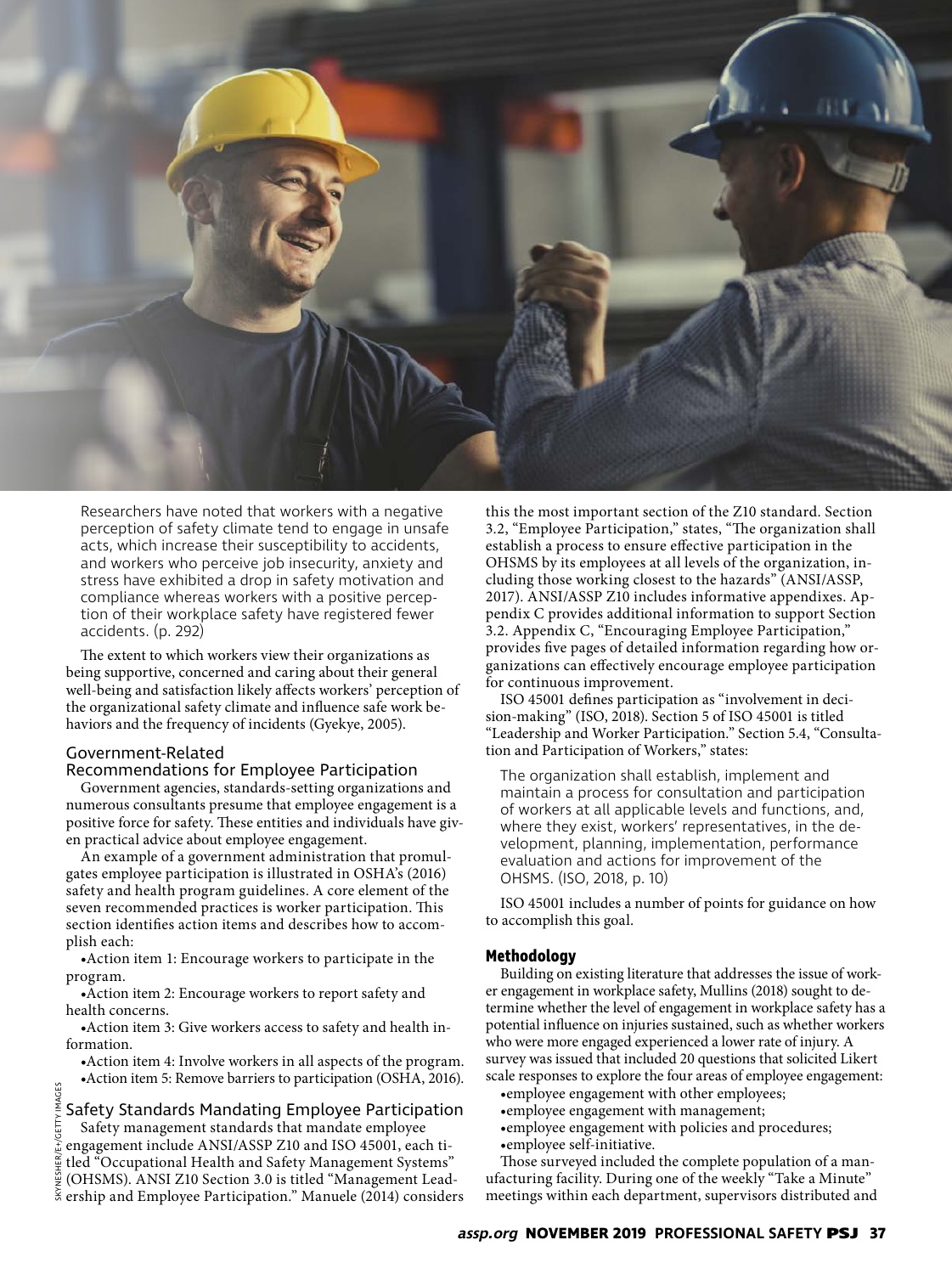> Researchers have noted that workers with a negative perception of safety climate tend to engage in unsafe acts, which increase their susceptibility to accidents, and workers who perceive job insecurity, anxiety and stress have exhibited a drop in safety motivation and compliance whereas workers with a positive perception of their workplace safety have registered fewer accidents. (p. 292)

The extent to which workers view their organizations as being supportive, concerned and caring about their general well-being and satisfaction likely affects workers' perception of the organizational safety climate and influence safe work behaviors and the frequency of incidents (Gyekye, 2005).

## Government-Related Recommendations for Employee Participation

Government agencies, standards-setting organizations and numerous consultants presume that employee engagement is a positive force for safety. These entities and individuals have given practical advice about employee engagement.

An example of a government administration that promulgates employee participation is illustrated in OSHA's (2016) safety and health program guidelines. A core element of the seven recommended practices is worker participation. This section identifies action items and describes how to accomplish each:

- Action item 1: Encourage workers to participate in the program.
- Action item 2: Encourage workers to report safety and health concerns.
- Action item 3: Give workers access to safety and health information.
- Action item 4: Involve workers in all aspects of the program.
- Action item 5: Remove barriers to participation (OSHA, 2016).

## Safety Standards Mandating Employee Participation

Safety management standards that mandate employee engagement include ANSI/ASSP Z10 and ISO 45001, each titled "Occupational Health and Safety Management Systems" (OHSMS). ANSI Z10 Section 3.0 is titled "Management Leadership and Employee Participation." Manuele (2014) considers this the most important section of the Z10 standard. Section 3.2, "Employee Participation," states, "The organization shall establish a process to ensure effective participation in the OHSMS by its employees at all levels of the organization, including those working closest to the hazards" (ANSI/ASSP, 2017). ANSI/ASSP Z10 includes informative appendixes. Appendix C provides additional information to support Section 3.2. Appendix C, "Encouraging Employee Participation," provides five pages of detailed information regarding how organizations can effectively encourage employee participation for continuous improvement.

ISO 45001 defines participation as "involvement in decision-making" (ISO, 2018). Section 5 of ISO 45001 is titled "Leadership and Worker Participation." Section 5.4, "Consultation and Participation of Workers," states:

> The organization shall establish, implement and maintain a process for consultation and participation of workers at all applicable levels and functions, and, where they exist, workers' representatives, in the development, planning, implementation, performance evaluation and actions for improvement of the OHSMS. (ISO, 2018, p. 10)

ISO 45001 includes a number of points for guidance on how to accomplish this goal.

## Methodology

Building on existing literature that addresses the issue of worker engagement in workplace safety, Mullins (2018) sought to determine whether the level of engagement in workplace safety has a potential influence on injuries sustained, such as whether workers who were more engaged experienced a lower rate of injury. A survey was issued that included 20 questions that solicited Likert scale responses to explore the four areas of employee engagement:

- employee engagement with other employees;
- employee engagement with management;
- employee engagement with policies and procedures;
- employee self-initiative.

Those surveyed included the complete population of a manufacturing facility. During one of the weekly "Take a Minute" meetings within each department, supervisors distributed and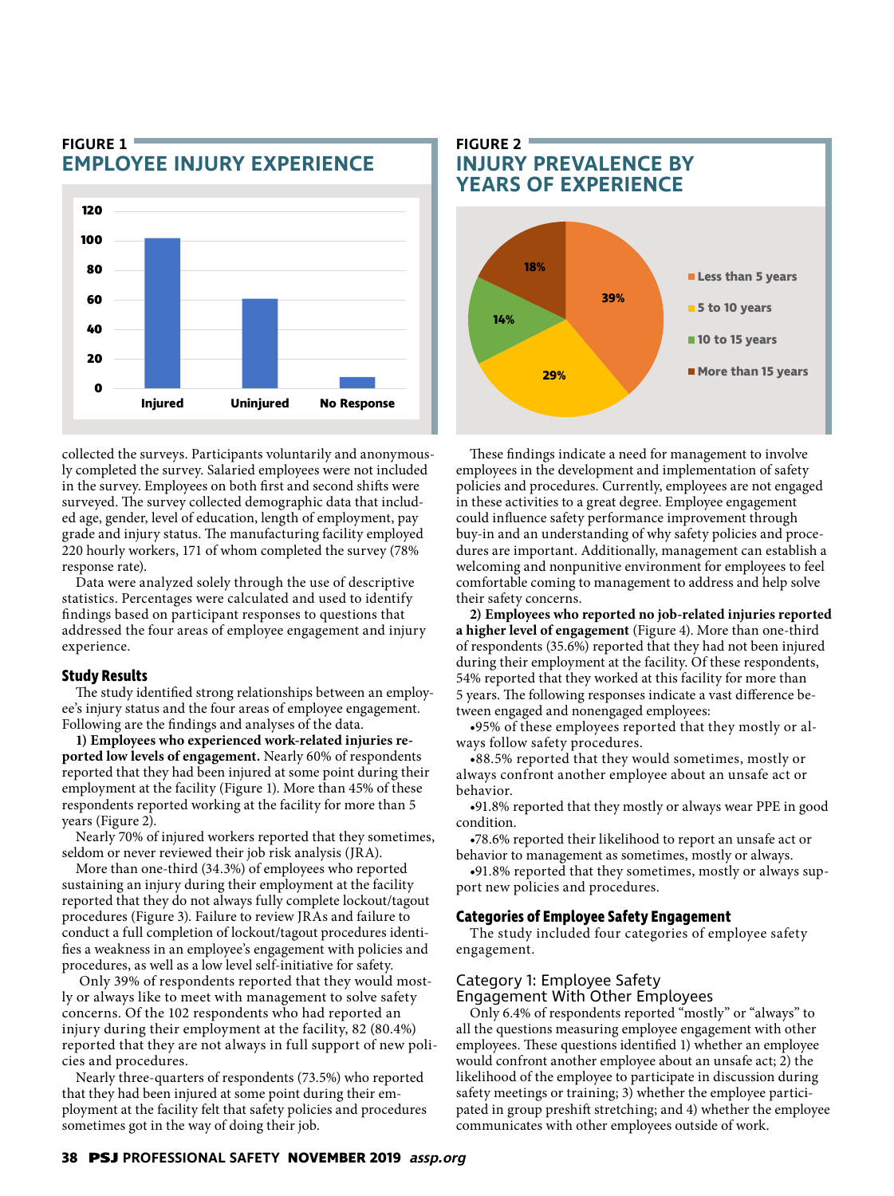**FIGURE 1**

## EMPLOYEE INJURY EXPERIENCE

| Category | Value |
|---|---|
| Injured | ~102 |
| Uninjured | ~61 |
| No Response | ~8 |

**FIGURE 2**

## INJURY PREVALENCE BY YEARS OF EXPERIENCE

| Years of experience | Percentage |
|---|---|
| Less than 5 years | 39% |
| 5 to 10 years | 29% |
| 10 to 15 years | 14% |
| More than 15 years | 18% |

collected the surveys. Participants voluntarily and anonymously completed the survey. Salaried employees were not included in the survey. Employees on both first and second shifts were surveyed. The survey collected demographic data that included age, gender, level of education, length of employment, pay grade and injury status. The manufacturing facility employed 220 hourly workers, 171 of whom completed the survey (78% response rate).

Data were analyzed solely through the use of descriptive statistics. Percentages were calculated and used to identify findings based on participant responses to questions that addressed the four areas of employee engagement and injury experience.

### Study Results

The study identified strong relationships between an employee's injury status and the four areas of employee engagement. Following are the findings and analyses of the data.

**1) Employees who experienced work-related injuries reported low levels of engagement.** Nearly 60% of respondents reported that they had been injured at some point during their employment at the facility (Figure 1). More than 45% of these respondents reported working at the facility for more than 5 years (Figure 2).

Nearly 70% of injured workers reported that they sometimes, seldom or never reviewed their job risk analysis (JRA).

More than one-third (34.3%) of employees who reported sustaining an injury during their employment at the facility reported that they do not always fully complete lockout/tagout procedures (Figure 3). Failure to review JRAs and failure to conduct a full completion of lockout/tagout procedures identifies a weakness in an employee's engagement with policies and procedures, as well as a low level self-initiative for safety.

Only 39% of respondents reported that they would mostly or always like to meet with management to solve safety concerns. Of the 102 respondents who had reported an injury during their employment at the facility, 82 (80.4%) reported that they are not always in full support of new policies and procedures.

Nearly three-quarters of respondents (73.5%) who reported that they had been injured at some point during their employment at the facility felt that safety policies and procedures sometimes got in the way of doing their job.

These findings indicate a need for management to involve employees in the development and implementation of safety policies and procedures. Currently, employees are not engaged in these activities to a great degree. Employee engagement could influence safety performance improvement through buy-in and an understanding of why safety policies and procedures are important. Additionally, management can establish a welcoming and nonpunitive environment for employees to feel comfortable coming to management to address and help solve their safety concerns.

**2) Employees who reported no job-related injuries reported a higher level of engagement** (Figure 4). More than one-third of respondents (35.6%) reported that they had not been injured during their employment at the facility. Of these respondents, 54% reported that they worked at this facility for more than 5 years. The following responses indicate a vast difference between engaged and nonengaged employees:

- 95% of these employees reported that they mostly or always follow safety procedures.
- 88.5% reported that they would sometimes, mostly or always confront another employee about an unsafe act or behavior.
- 91.8% reported that they mostly or always wear PPE in good condition.
- 78.6% reported their likelihood to report an unsafe act or behavior to management as sometimes, mostly or always.
- 91.8% reported that they sometimes, mostly or always support new policies and procedures.

### Categories of Employee Safety Engagement

The study included four categories of employee safety engagement.

#### Category 1: Employee Safety Engagement With Other Employees

Only 6.4% of respondents reported "mostly" or "always" to all the questions measuring employee engagement with other employees. These questions identified 1) whether an employee would confront another employee about an unsafe act; 2) the likelihood of the employee to participate in discussion during safety meetings or training; 3) whether the employee participated in group preshift stretching; and 4) whether the employee communicates with other employees outside of work.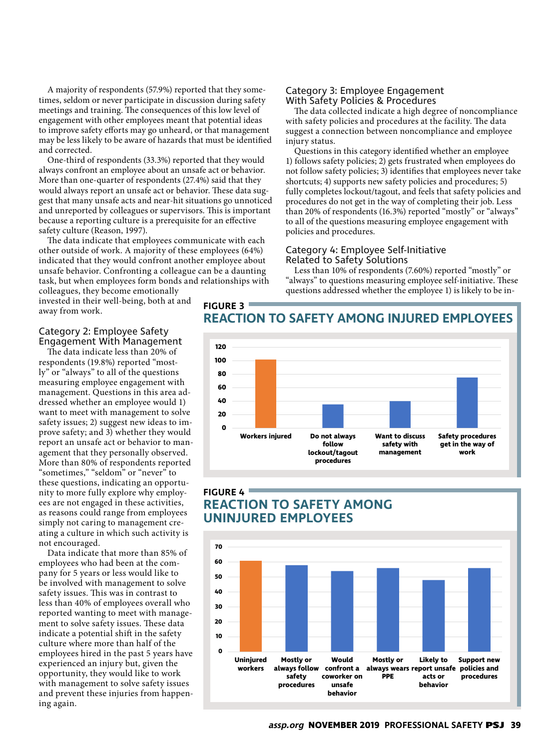A majority of respondents (57.9%) reported that they sometimes, seldom or never participate in discussion during safety meetings and training. The consequences of this low level of engagement with other employees meant that potential ideas to improve safety efforts may go unheard, or that management may be less likely to be aware of hazards that must be identified and corrected.

One-third of respondents (33.3%) reported that they would always confront an employee about an unsafe act or behavior. More than one-quarter of respondents (27.4%) said that they would always report an unsafe act or behavior. These data suggest that many unsafe acts and near-hit situations go unnoticed and unreported by colleagues or supervisors. This is important because a reporting culture is a prerequisite for an effective safety culture (Reason, 1997).

The data indicate that employees communicate with each other outside of work. A majority of these employees (64%) indicated that they would confront another employee about unsafe behavior. Confronting a colleague can be a daunting task, but when employees form bonds and relationships with colleagues, they become emotionally invested in their well-being, both at and away from work.

### Category 2: Employee Safety Engagement With Management

The data indicate less than 20% of respondents (19.8%) reported "mostly" or "always" to all of the questions measuring employee engagement with management. Questions in this area addressed whether an employee would 1) want to meet with management to solve safety issues; 2) suggest new ideas to improve safety; and 3) whether they would report an unsafe act or behavior to management that they personally observed. More than 80% of respondents reported "sometimes," "seldom" or "never" to these questions, indicating an opportunity to more fully explore why employees are not engaged in these activities, as reasons could range from employees simply not caring to management creating a culture in which such activity is not encouraged.

Data indicate that more than 85% of employees who had been at the company for 5 years or less would like to be involved with management to solve safety issues. This was in contrast to less than 40% of employees overall who reported wanting to meet with management to solve safety issues. These data indicate a potential shift in the safety culture where more than half of the employees hired in the past 5 years have experienced an injury but, given the opportunity, they would like to work with management to solve safety issues and prevent these injuries from happening again.

### Category 3: Employee Engagement With Safety Policies & Procedures

The data collected indicate a high degree of noncompliance with safety policies and procedures at the facility. The data suggest a connection between noncompliance and employee injury status.

Questions in this category identified whether an employee 1) follows safety policies; 2) gets frustrated when employees do not follow safety policies; 3) identifies that employees never take shortcuts; 4) supports new safety policies and procedures; 5) fully completes lockout/tagout, and feels that safety policies and procedures do not get in the way of completing their job. Less than 20% of respondents (16.3%) reported "mostly" or "always" to all of the questions measuring employee engagement with policies and procedures.

### Category 4: Employee Self-Initiative Related to Safety Solutions

Less than 10% of respondents (7.60%) reported "mostly" or "always" to questions measuring employee self-initiative. These questions addressed whether the employee 1) is likely to be in-

**FIGURE 3**
**REACTION TO SAFETY AMONG INJURED EMPLOYEES**

| Category | Value |
|---|---|
| Workers injured | ~101 |
| Do not always follow lockout/tagout procedures | ~35 |
| Want to discuss safety with management | ~40 |
| Safety procedures get in the way of work | ~75 |

**FIGURE 4**
**REACTION TO SAFETY AMONG UNINJURED EMPLOYEES**

| Category | Value |
|---|---|
| Uninjured workers | ~61 |
| Mostly or always follow safety procedures | ~58 |
| Would confront a coworker on unsafe behavior | ~54 |
| Mostly or always wears PPE | ~56 |
| Likely to report unsafe acts or behavior | ~48 |
| Support new policies and procedures | ~56 |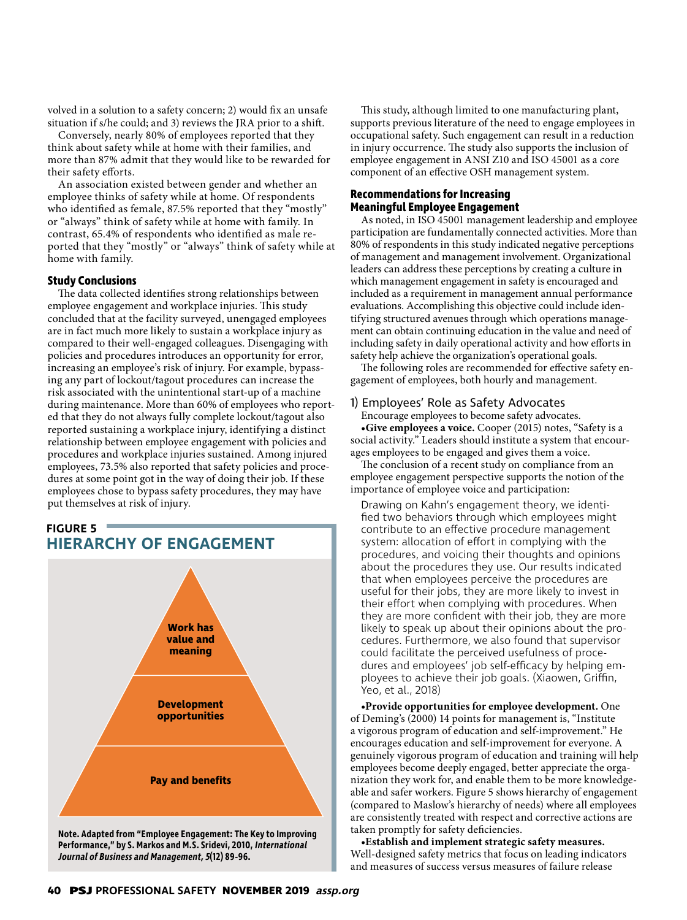volved in a solution to a safety concern; 2) would fix an unsafe situation if s/he could; and 3) reviews the JRA prior to a shift.

Conversely, nearly 80% of employees reported that they think about safety while at home with their families, and more than 87% admit that they would like to be rewarded for their safety efforts.

An association existed between gender and whether an employee thinks of safety while at home. Of respondents who identified as female, 87.5% reported that they "mostly" or "always" think of safety while at home with family. In contrast, 65.4% of respondents who identified as male reported that they "mostly" or "always" think of safety while at home with family.

### Study Conclusions

The data collected identifies strong relationships between employee engagement and workplace injuries. This study concluded that at the facility surveyed, unengaged employees are in fact much more likely to sustain a workplace injury as compared to their well-engaged colleagues. Disengaging with policies and procedures introduces an opportunity for error, increasing an employee's risk of injury. For example, bypassing any part of lockout/tagout procedures can increase the risk associated with the unintentional start-up of a machine during maintenance. More than 60% of employees who reported that they do not always fully complete lockout/tagout also reported sustaining a workplace injury, identifying a distinct relationship between employee engagement with policies and procedures and workplace injuries sustained. Among injured employees, 73.5% also reported that safety policies and procedures at some point got in the way of doing their job. If these employees chose to bypass safety procedures, they may have put themselves at risk of injury.

**FIGURE 5**
**HIERARCHY OF ENGAGEMENT**

- Work has value and meaning
- Development opportunities
- Pay and benefits

**Note. Adapted from "Employee Engagement: The Key to Improving Performance," by S. Markos and M.S. Sridevi, 2010, *International Journal of Business and Management*, *5*(12) 89-96.**

This study, although limited to one manufacturing plant, supports previous literature of the need to engage employees in occupational safety. Such engagement can result in a reduction in injury occurrence. The study also supports the inclusion of employee engagement in ANSI Z10 and ISO 45001 as a core component of an effective OSH management system.

### Recommendations for Increasing Meaningful Employee Engagement

As noted, in ISO 45001 management leadership and employee participation are fundamentally connected activities. More than 80% of respondents in this study indicated negative perceptions of management and management involvement. Organizational leaders can address these perceptions by creating a culture in which management engagement in safety is encouraged and included as a requirement in management annual performance evaluations. Accomplishing this objective could include identifying structured avenues through which operations management can obtain continuing education in the value and need of including safety in daily operational activity and how efforts in safety help achieve the organization's operational goals.

The following roles are recommended for effective safety engagement of employees, both hourly and management.

#### 1) Employees' Role as Safety Advocates

Encourage employees to become safety advocates.

•**Give employees a voice.** Cooper (2015) notes, "Safety is a social activity." Leaders should institute a system that encourages employees to be engaged and gives them a voice.

The conclusion of a recent study on compliance from an employee engagement perspective supports the notion of the importance of employee voice and participation:

> Drawing on Kahn's engagement theory, we identified two behaviors through which employees might contribute to an effective procedure management system: allocation of effort in complying with the procedures, and voicing their thoughts and opinions about the procedures they use. Our results indicated that when employees perceive the procedures are useful for their jobs, they are more likely to invest in their effort when complying with procedures. When they are more confident with their job, they are more likely to speak up about their opinions about the procedures. Furthermore, we also found that supervisor could facilitate the perceived usefulness of procedures and employees' job self-efficacy by helping employees to achieve their job goals. (Xiaowen, Griffin, Yeo, et al., 2018)

•**Provide opportunities for employee development.** One of Deming's (2000) 14 points for management is, "Institute a vigorous program of education and self-improvement." He encourages education and self-improvement for everyone. A genuinely vigorous program of education and training will help employees become deeply engaged, better appreciate the organization they work for, and enable them to be more knowledgeable and safer workers. Figure 5 shows hierarchy of engagement (compared to Maslow's hierarchy of needs) where all employees are consistently treated with respect and corrective actions are taken promptly for safety deficiencies.

•**Establish and implement strategic safety measures.** Well-designed safety metrics that focus on leading indicators and measures of success versus measures of failure release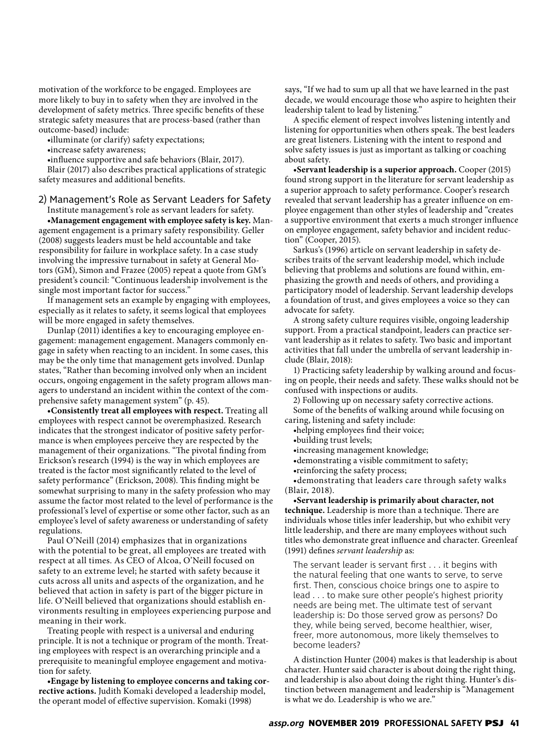motivation of the workforce to be engaged. Employees are more likely to buy in to safety when they are involved in the development of safety metrics. Three specific benefits of these strategic safety measures that are process-based (rather than outcome-based) include:

- illuminate (or clarify) safety expectations;
- increase safety awareness;
- influence supportive and safe behaviors (Blair, 2017).

Blair (2017) also describes practical applications of strategic safety measures and additional benefits.

## 2) Management's Role as Servant Leaders for Safety

Institute management's role as servant leaders for safety.

- **Management engagement with employee safety is key.** Management engagement is a primary safety responsibility. Geller (2008) suggests leaders must be held accountable and take responsibility for failure in workplace safety. In a case study involving the impressive turnabout in safety at General Motors (GM), Simon and Frazee (2005) repeat a quote from GM's president's council: "Continuous leadership involvement is the single most important factor for success."

If management sets an example by engaging with employees, especially as it relates to safety, it seems logical that employees will be more engaged in safety themselves.

Dunlap (2011) identifies a key to encouraging employee engagement: management engagement. Managers commonly engage in safety when reacting to an incident. In some cases, this may be the only time that management gets involved. Dunlap states, "Rather than becoming involved only when an incident occurs, ongoing engagement in the safety program allows managers to understand an incident within the context of the comprehensive safety management system" (p. 45).

- **Consistently treat all employees with respect.** Treating all employees with respect cannot be overemphasized. Research indicates that the strongest indicator of positive safety performance is when employees perceive they are respected by the management of their organizations. "The pivotal finding from Erickson's research (1994) is the way in which employees are treated is the factor most significantly related to the level of safety performance" (Erickson, 2008). This finding might be somewhat surprising to many in the safety profession who may assume the factor most related to the level of performance is the professional's level of expertise or some other factor, such as an employee's level of safety awareness or understanding of safety regulations.

Paul O'Neill (2014) emphasizes that in organizations with the potential to be great, all employees are treated with respect at all times. As CEO of Alcoa, O'Neill focused on safety to an extreme level; he started with safety because it cuts across all units and aspects of the organization, and he believed that action in safety is part of the bigger picture in life. O'Neill believed that organizations should establish environments resulting in employees experiencing purpose and meaning in their work.

Treating people with respect is a universal and enduring principle. It is not a technique or program of the month. Treating employees with respect is an overarching principle and a prerequisite to meaningful employee engagement and motivation for safety.

- **Engage by listening to employee concerns and taking corrective actions.** Judith Komaki developed a leadership model, the operant model of effective supervision. Komaki (1998) says, "If we had to sum up all that we have learned in the past decade, we would encourage those who aspire to heighten their leadership talent to lead by listening."

A specific element of respect involves listening intently and listening for opportunities when others speak. The best leaders are great listeners. Listening with the intent to respond and solve safety issues is just as important as talking or coaching about safety.

- **Servant leadership is a superior approach.** Cooper (2015) found strong support in the literature for servant leadership as a superior approach to safety performance. Cooper's research revealed that servant leadership has a greater influence on employee engagement than other styles of leadership and "creates a supportive environment that exerts a much stronger influence on employee engagement, safety behavior and incident reduction" (Cooper, 2015).

Sarkus's (1996) article on servant leadership in safety describes traits of the servant leadership model, which include believing that problems and solutions are found within, emphasizing the growth and needs of others, and providing a participatory model of leadership. Servant leadership develops a foundation of trust, and gives employees a voice so they can advocate for safety.

A strong safety culture requires visible, ongoing leadership support. From a practical standpoint, leaders can practice servant leadership as it relates to safety. Two basic and important activities that fall under the umbrella of servant leadership include (Blair, 2018):

1) Practicing safety leadership by walking around and focusing on people, their needs and safety. These walks should not be confused with inspections or audits.

2) Following up on necessary safety corrective actions.

Some of the benefits of walking around while focusing on caring, listening and safety include:

- helping employees find their voice;
- building trust levels;
- increasing management knowledge;
- demonstrating a visible commitment to safety;
- reinforcing the safety process;
- demonstrating that leaders care through safety walks (Blair, 2018).

- **Servant leadership is primarily about character, not technique.** Leadership is more than a technique. There are individuals whose titles infer leadership, but who exhibit very little leadership, and there are many employees without such titles who demonstrate great influence and character. Greenleaf (1991) defines *servant leadership* as:

> The servant leader is servant first . . . it begins with the natural feeling that one wants to serve, to serve first. Then, conscious choice brings one to aspire to lead . . . to make sure other people's highest priority needs are being met. The ultimate test of servant leadership is: Do those served grow as persons? Do they, while being served, become healthier, wiser, freer, more autonomous, more likely themselves to become leaders?

A distinction Hunter (2004) makes is that leadership is about character. Hunter said character is about doing the right thing, and leadership is also about doing the right thing. Hunter's distinction between management and leadership is "Management is what we do. Leadership is who we are."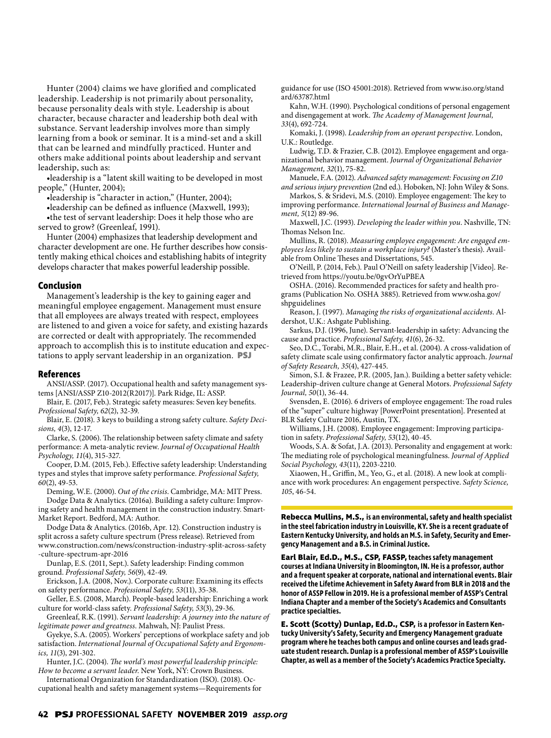Hunter (2004) claims we have glorified and complicated leadership. Leadership is not primarily about personality, because personality deals with style. Leadership is about character, because character and leadership both deal with substance. Servant leadership involves more than simply learning from a book or seminar. It is a mind-set and a skill that can be learned and mindfully practiced. Hunter and others make additional points about leadership and servant leadership, such as:

- leadership is a "latent skill waiting to be developed in most people," (Hunter, 2004);
- leadership is "character in action," (Hunter, 2004);
- leadership can be defined as influence (Maxwell, 1993);
- the test of servant leadership: Does it help those who are served to grow? (Greenleaf, 1991).

Hunter (2004) emphasizes that leadership development and character development are one. He further describes how consistently making ethical choices and establishing habits of integrity develops character that makes powerful leadership possible.

## Conclusion

Management's leadership is the key to gaining eager and meaningful employee engagement. Management must ensure that all employees are always treated with respect, employees are listened to and given a voice for safety, and existing hazards are corrected or dealt with appropriately. The recommended approach to accomplish this is to institute education and expectations to apply servant leadership in an organization. **PSJ**

## References

ANSI/ASSP. (2017). Occupational health and safety management systems [ANSI/ASSP Z10-2012(R2017)]. Park Ridge, IL: ASSP.

Blair, E. (2017, Feb.). Strategic safety measures: Seven key benefits. *Professional Safety, 62*(2), 32-39.

Blair, E. (2018). 3 keys to building a strong safety culture. *Safety Decisions, 4*(3), 12-17.

Clarke, S. (2006). The relationship between safety climate and safety performance: A meta-analytic review. *Journal of Occupational Health Psychology, 11*(4), 315-327.

Cooper, D.M. (2015, Feb.). Effective safety leadership: Understanding types and styles that improve safety performance. *Professional Safety, 60*(2), 49-53.

Deming, W.E. (2000). *Out of the crisis*. Cambridge, MA: MIT Press.

Dodge Data & Analytics. (2016a). Building a safety culture: Improving safety and health management in the construction industry. Smart-Market Report. Bedford, MA: Author.

Dodge Data & Analytics. (2016b, Apr. 12). Construction industry is split across a safety culture spectrum (Press release). Retrieved from www.construction.com/news/construction-industry-split-across-safety-culture-spectrum-apr-2016

Dunlap, E.S. (2011, Sept.). Safety leadership: Finding common ground. *Professional Safety, 56*(9), 42-49.

Erickson, J.A. (2008, Nov.). Corporate culture: Examining its effects on safety performance. *Professional Safety, 53*(11), 35-38.

Geller, E.S. (2008, March). People-based leadership: Enriching a work culture for world-class safety. *Professional Safety, 53*(3), 29-36.

Greenleaf, R.K. (1991). *Servant leadership: A journey into the nature of legitimate power and greatness.* Mahwah, NJ: Paulist Press.

Gyekye, S.A. (2005). Workers' perceptions of workplace safety and job satisfaction. *International Journal of Occupational Safety and Ergonomics, 11*(3), 291-302.

Hunter, J.C. (2004). *The world's most powerful leadership principle: How to become a servant leader.* New York, NY: Crown Business.

International Organization for Standardization (ISO). (2018). Occupational health and safety management systems—Requirements for guidance for use (ISO 45001:2018). Retrieved from www.iso.org/standard/63787.html

Kahn, W.H. (1990). Psychological conditions of personal engagement and disengagement at work. *The Academy of Management Journal, 33*(4), 692-724.

Komaki, J. (1998). *Leadership from an operant perspective.* London, U.K.: Routledge.

Ludwig, T.D. & Frazier, C.B. (2012). Employee engagement and organizational behavior management. *Journal of Organizational Behavior Management, 32*(1), 75-82.

Manuele, F.A. (2012). *Advanced safety management: Focusing on Z10 and serious injury prevention* (2nd ed.). Hoboken, NJ: John Wiley & Sons.

Markos, S. & Sridevi, M.S. (2010). Employee engagement: The key to improving performance. *International Journal of Business and Management, 5*(12) 89-96.

Maxwell, J.C. (1993). *Developing the leader within you*. Nashville, TN: Thomas Nelson Inc.

Mullins, R. (2018). *Measuring employee engagement: Are engaged employees less likely to sustain a workplace injury?* (Master's thesis). Available from Online Theses and Dissertations, 545.

O'Neill, P. (2014, Feb.). Paul O'Neill on safety leadership [Video]. Retrieved from https://youtu.be/0gvOrYuPBEA

OSHA. (2016). Recommended practices for safety and health programs (Publication No. OSHA 3885). Retrieved from www.osha.gov/shpguidelines

Reason, J. (1997). *Managing the risks of organizational accidents*. Aldershot, U.K.: Ashgate Publishing.

Sarkus, D.J. (1996, June). Servant-leadership in safety: Advancing the cause and practice. *Professional Safety, 41*(6), 26-32.

Seo, D.C., Torabi, M.R., Blair, E.H., et al. (2004). A cross-validation of safety climate scale using confirmatory factor analytic approach. *Journal of Safety Research, 35*(4), 427-445.

Simon, S.I. & Frazee, P.R. (2005, Jan.). Building a better safety vehicle: Leadership-driven culture change at General Motors. *Professional Safety Journal, 50*(1), 36-44.

Svensden, E. (2016). 6 drivers of employee engagement: The road rules of the "super" culture highway [PowerPoint presentation]. Presented at BLR Safety Culture 2016, Austin, TX.

Williams, J.H. (2008). Employee engagement: Improving participation in safety. *Professional Safety, 53*(12), 40-45.

Woods, S.A. & Sofat, J.A. (2013). Personality and engagement at work: The mediating role of psychological meaningfulness. *Journal of Applied Social Psychology, 43*(11), 2203-2210.

Xiaowen, H., Griffin, M., Yeo, G., et al. (2018). A new look at compliance with work procedures: An engagement perspective. *Safety Science, 105*, 46-54.

---

**Rebecca Mullins, M.S., is an environmental, safety and health specialist in the steel fabrication industry in Louisville, KY. She is a recent graduate of Eastern Kentucky University, and holds an M.S. in Safety, Security and Emergency Management and a B.S. in Criminal Justice.**

**Earl Blair, Ed.D., M.S., CSP, FASSP, teaches safety management courses at Indiana University in Bloomington, IN. He is a professor, author and a frequent speaker at corporate, national and international events. Blair received the Lifetime Achievement in Safety Award from BLR in 2018 and the honor of ASSP Fellow in 2019. He is a professional member of ASSP's Central Indiana Chapter and a member of the Society's Academics and Consultants practice specialties.**

**E. Scott (Scotty) Dunlap, Ed.D., CSP, is a professor in Eastern Kentucky University's Safety, Security and Emergency Management graduate program where he teaches both campus and online courses and leads graduate student research. Dunlap is a professional member of ASSP's Louisville Chapter, as well as a member of the Society's Academics Practice Specialty.**